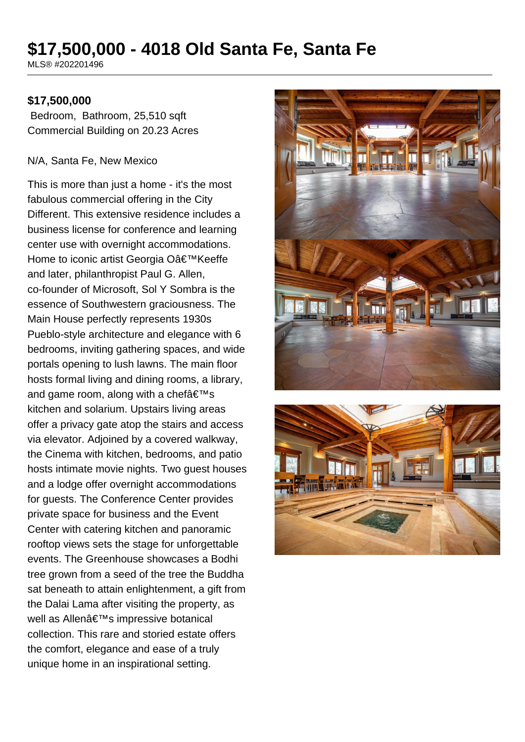# $17,500,000 - 4018 Old Santa Fe, Santa Fe

MLS® #202201496

**$17,500,000**

Bedroom, Bathroom, 25,510 sqft
Commercial Building on 20.23 Acres

N/A, Santa Fe, New Mexico

This is more than just a home - it's the most fabulous commercial offering in the City Different. This extensive residence includes a business license for conference and learning center use with overnight accommodations. Home to iconic artist Georgia Oâ€™Keeffe and later, philanthropist Paul G. Allen, co-founder of Microsoft, Sol Y Sombra is the essence of Southwestern graciousness. The Main House perfectly represents 1930s Pueblo-style architecture and elegance with 6 bedrooms, inviting gathering spaces, and wide portals opening to lush lawns. The main floor hosts formal living and dining rooms, a library, and game room, along with a chefâ€™s kitchen and solarium. Upstairs living areas offer a privacy gate atop the stairs and access via elevator. Adjoined by a covered walkway, the Cinema with kitchen, bedrooms, and patio hosts intimate movie nights. Two guest houses and a lodge offer overnight accommodations for guests. The Conference Center provides private space for business and the Event Center with catering kitchen and panoramic rooftop views sets the stage for unforgettable events. The Greenhouse showcases a Bodhi tree grown from a seed of the tree the Buddha sat beneath to attain enlightenment, a gift from the Dalai Lama after visiting the property, as well as Allenâ€™s impressive botanical collection. This rare and storied estate offers the comfort, elegance and ease of a truly unique home in an inspirational setting.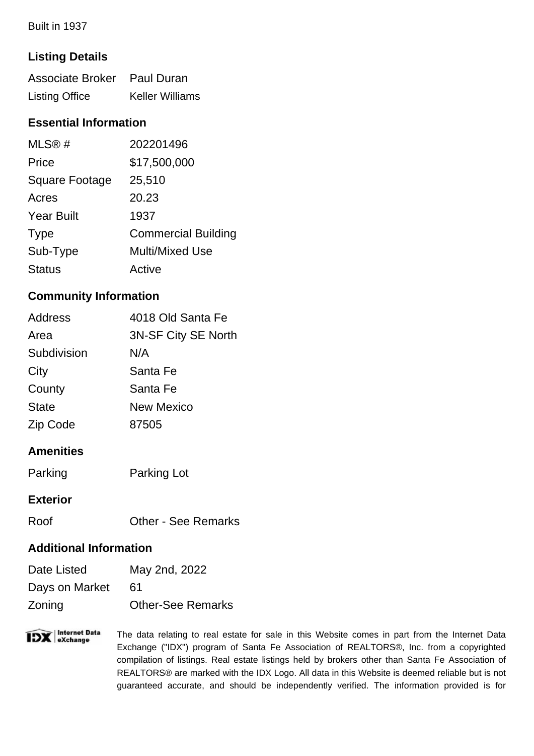Built in 1937

## Listing Details

| | |
|---|---|
| Associate Broker | Paul Duran |
| Listing Office | Keller Williams |

## Essential Information

| | |
|---|---|
| MLS® # | 202201496 |
| Price | $17,500,000 |
| Square Footage | 25,510 |
| Acres | 20.23 |
| Year Built | 1937 |
| Type | Commercial Building |
| Sub-Type | Multi/Mixed Use |
| Status | Active |

## Community Information

| | |
|---|---|
| Address | 4018 Old Santa Fe |
| Area | 3N-SF City SE North |
| Subdivision | N/A |
| City | Santa Fe |
| County | Santa Fe |
| State | New Mexico |
| Zip Code | 87505 |

## Amenities

| | |
|---|---|
| Parking | Parking Lot |

## Exterior

| | |
|---|---|
| Roof | Other - See Remarks |

## Additional Information

| | |
|---|---|
| Date Listed | May 2nd, 2022 |
| Days on Market | 61 |
| Zoning | Other-See Remarks |

The data relating to real estate for sale in this Website comes in part from the Internet Data Exchange ("IDX") program of Santa Fe Association of REALTORS®, Inc. from a copyrighted compilation of listings. Real estate listings held by brokers other than Santa Fe Association of REALTORS® are marked with the IDX Logo. All data in this Website is deemed reliable but is not guaranteed accurate, and should be independently verified. The information provided is for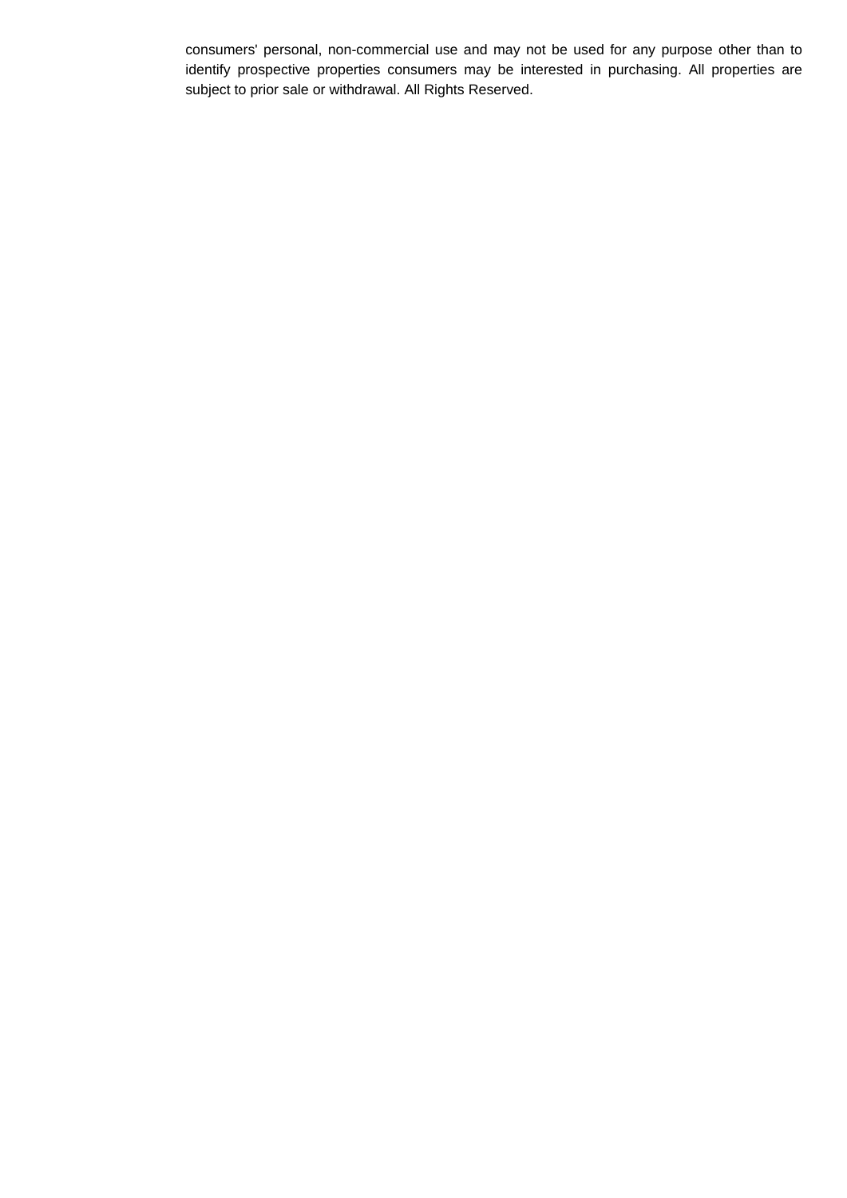consumers' personal, non-commercial use and may not be used for any purpose other than to identify prospective properties consumers may be interested in purchasing. All properties are subject to prior sale or withdrawal. All Rights Reserved.